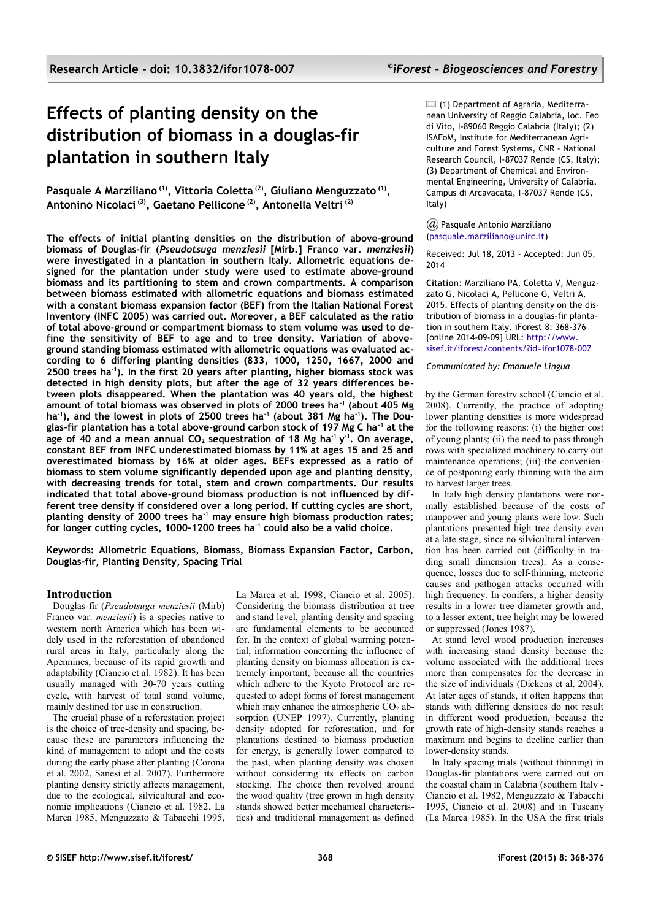# Effects of planting density on the distribution of biomass in a douglas-fir plantation in southern Italy

**Pasquale A Marziliano [(1)], Vittoria Coletta [(2)], Giuliano Menguzzato [(1)], Antonino Nicolaci [(3)], Gaetano Pellicone [(2)], Antonella Veltri [(2)]**

(1) Department of Agraria, Mediterranean University of Reggio Calabria, loc. Feo di Vito, I-89060 Reggio Calabria (Italy); (2) ISAFoM, Institute for Mediterranean Agriculture and Forest Systems, CNR - National Research Council, I-87037 Rende (CS, Italy); (3) Department of Chemical and Environmental Engineering, University of Calabria, Campus di Arcavacata, I-87037 Rende (CS, Italy)

@ Pasquale Antonio Marziliano (pasquale.marziliano@unirc.it)

Received: Jul 18, 2013 - Accepted: Jun 05, 2014

**Citation**: Marziliano PA, Coletta V, Menguzzato G, Nicolaci A, Pellicone G, Veltri A, 2015. Effects of planting density on the distribution of biomass in a douglas-fir plantation in southern Italy. iForest 8: 368-376 [online 2014-09-09] URL: http://www.sisef.it/iforest/contents/?id=ifor1078-007

*Communicated by: Emanuele Lingua*

**The effects of initial planting densities on the distribution of above-ground biomass of Douglas-fir (*Pseudotsuga menziesii* [Mirb.] Franco var. *menziesii*) were investigated in a plantation in southern Italy. Allometric equations designed for the plantation under study were used to estimate above-ground biomass and its partitioning to stem and crown compartments. A comparison between biomass estimated with allometric equations and biomass estimated with a constant biomass expansion factor (BEF) from the Italian National Forest Inventory (INFC 2005) was carried out. Moreover, a BEF calculated as the ratio of total above-ground or compartment biomass to stem volume was used to define the sensitivity of BEF to age and to tree density. Variation of above-ground standing biomass estimated with allometric equations was evaluated according to 6 differing planting densities (833, 1000, 1250, 1667, 2000 and 2500 trees ha$^{-1}$). In the first 20 years after planting, higher biomass stock was detected in high density plots, but after the age of 32 years differences between plots disappeared. When the plantation was 40 years old, the highest amount of total biomass was observed in plots of 2000 trees ha$^{-1}$ (about 405 Mg ha$^{-1}$), and the lowest in plots of 2500 trees ha$^{-1}$ (about 381 Mg ha$^{-1}$). The Douglas-fir plantation has a total above-ground carbon stock of 197 Mg C ha$^{-1}$ at the age of 40 and a mean annual $CO_2$ sequestration of 18 Mg ha$^{-1}$ y$^{-1}$. On average, constant BEF from INFC underestimated biomass by 11% at ages 15 and 25 and overestimated biomass by 16% at older ages. BEFs expressed as a ratio of biomass to stem volume significantly depended upon age and planting density, with decreasing trends for total, stem and crown compartments. Our results indicated that total above-ground biomass production is not influenced by different tree density if considered over a long period. If cutting cycles are short, planting density of 2000 trees ha$^{-1}$ may ensure high biomass production rates; for longer cutting cycles, 1000-1200 trees ha$^{-1}$ could also be a valid choice.**

**Keywords: Allometric Equations, Biomass, Biomass Expansion Factor, Carbon, Douglas-fir, Planting Density, Spacing Trial**

## Introduction

Douglas-fir (*Pseudotsuga menziesii* (Mirb) Franco var. *menziesii*) is a species native to western north America which has been widely used in the reforestation of abandoned rural areas in Italy, particularly along the Apennines, because of its rapid growth and adaptability (Ciancio et al. 1982). It has been usually managed with 30-70 years cutting cycle, with harvest of total stand volume, mainly destined for use in construction.

The crucial phase of a reforestation project is the choice of tree-density and spacing, because these are parameters influencing the kind of management to adopt and the costs during the early phase after planting (Corona et al. 2002, Sanesi et al. 2007). Furthermore planting density strictly affects management, due to the ecological, silvicultural and economic implications (Ciancio et al. 1982, La Marca 1985, Menguzzato & Tabacchi 1995, La Marca et al. 1998, Ciancio et al. 2005). Considering the biomass distribution at tree and stand level, planting density and spacing are fundamental elements to be accounted for. In the context of global warming potential, information concerning the influence of planting density on biomass allocation is extremely important, because all the countries which adhere to the Kyoto Protocol are requested to adopt forms of forest management which may enhance the atmospheric $CO_2$ absorption (UNEP 1997). Currently, planting density adopted for reforestation, and for plantations destined to biomass production for energy, is generally lower compared to the past, when planting density was chosen without considering its effects on carbon stocking. The choice then revolved around the wood quality (tree grown in high density stands showed better mechanical characteristics) and traditional management as defined by the German forestry school (Ciancio et al. 2008). Currently, the practice of adopting lower planting densities is more widespread for the following reasons: (i) the higher cost of young plants; (ii) the need to pass through rows with specialized machinery to carry out maintenance operations; (iii) the convenience of postponing early thinning with the aim to harvest larger trees.

In Italy high density plantations were normally established because of the costs of manpower and young plants were low. Such plantations presented high tree density even at a late stage, since no silvicultural intervention has been carried out (difficulty in trading small dimension trees). As a consequence, losses due to self-thinning, meteoric causes and pathogen attacks occurred with high frequency. In conifers, a higher density results in a lower tree diameter growth and, to a lesser extent, tree height may be lowered or suppressed (Jones 1987).

At stand level wood production increases with increasing stand density because the volume associated with the additional trees more than compensates for the decrease in the size of individuals (Dickens et al. 2004). At later ages of stands, it often happens that stands with differing densities do not result in different wood production, because the growth rate of high-density stands reaches a maximum and begins to decline earlier than lower-density stands.

In Italy spacing trials (without thinning) in Douglas-fir plantations were carried out on the coastal chain in Calabria (southern Italy - Ciancio et al. 1982, Menguzzato & Tabacchi 1995, Ciancio et al. 2008) and in Tuscany (La Marca 1985). In the USA the first trials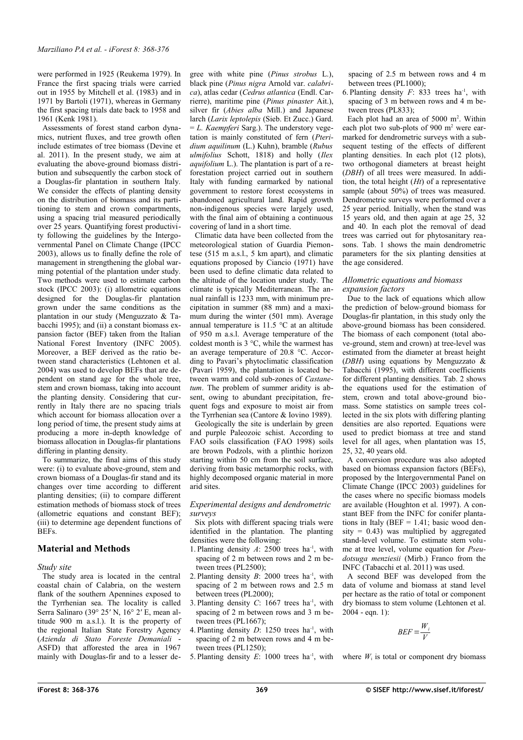were performed in 1925 (Reukema 1979). In France the first spacing trials were carried out in 1955 by Mitchell et al. (1983) and in 1971 by Bartoli (1971), whereas in Germany the first spacing trials date back to 1958 and 1961 (Kenk 1981).

Assessments of forest stand carbon dynamics, nutrient fluxes, and tree growth often include estimates of tree biomass (Devine et al. 2011). In the present study, we aim at evaluating the above-ground biomass distribution and subsequently the carbon stock of a Douglas-fir plantation in southern Italy. We consider the effects of planting density on the distribution of biomass and its partitioning to stem and crown compartments, using a spacing trial measured periodically over 25 years. Quantifying forest productivity following the guidelines by the Intergovernmental Panel on Climate Change (IPCC 2003), allows us to finally define the role of management in strengthening the global warming potential of the plantation under study. Two methods were used to estimate carbon stock (IPCC 2003): (i) allometric equations designed for the Douglas-fir plantation grown under the same conditions as the plantation in our study (Menguzzato & Tabacchi 1995); and (ii) a constant biomass expansion factor (BEF) taken from the Italian National Forest Inventory (INFC 2005). Moreover, a BEF derived as the ratio between stand characteristics (Lehtonen et al. 2004) was used to develop BEFs that are dependent on stand age for the whole tree, stem and crown biomass, taking into account the planting density. Considering that currently in Italy there are no spacing trials which account for biomass allocation over a long period of time, the present study aims at producing a more in-depth knowledge of biomass allocation in Douglas-fir plantations differing in planting density.

To summarize, the final aims of this study were: (i) to evaluate above-ground, stem and crown biomass of a Douglas-fir stand and its changes over time according to different planting densities; (ii) to compare different estimation methods of biomass stock of trees (allometric equations and constant BEF); (iii) to determine age dependent functions of BEFs.

## Material and Methods

### Study site

The study area is located in the central coastal chain of Calabria, on the western flank of the southern Apennines exposed to the Tyrrhenian sea. The locality is called Serra Salinaro (39° 25′ N, 16° 2′ E, mean altitude 900 m a.s.l.). It is the property of the regional Italian State Forestry Agency (*Azienda di Stato Foreste Demaniali* - ASFD) that afforested the area in 1967 mainly with Douglas-fir and to a lesser degree with white pine (*Pinus strobus* L.), black pine (*Pinus nigra* Arnold var. *calabrica*), atlas cedar (*Cedrus atlantica* (Endl. Carrierre), maritime pine (*Pinus pinaster* Ait.), silver fir (*Abies alba* Mill.) and Japanese larch (*Larix leptolepis* (Sieb. Et Zucc.) Gard. = *L. Kaempferi* Sarg.). The understory vegetation is mainly constituted of fern (*Pteridium aquilinum* (L.) Kuhn), bramble (*Rubus ulmifolius* Schott, 1818) and holly (*Ilex aquifolium* L.). The plantation is part of a reforestation project carried out in southern Italy with funding earmarked by national government to restore forest ecosystems in abandoned agricultural land. Rapid growth non-indigenous species were largely used, with the final aim of obtaining a continuous covering of land in a short time.

Climatic data have been collected from the meteorological station of Guardia Piemontese (515 m a.s.l., 5 km apart), and climatic equations proposed by Ciancio (1971) have been used to define climatic data related to the altitude of the location under study. The climate is typically Mediterranean. The annual rainfall is 1233 mm, with minimum precipitation in summer (88 mm) and a maximum during the winter (501 mm). Average annual temperature is 11.5 °C at an altitude of 950 m a.s.l. Average temperature of the coldest month is 3 °C, while the warmest has an average temperature of 20.8 °C. According to Pavari's phytoclimatic classification (Pavari 1959), the plantation is located between warm and cold sub-zones of *Castanetum*. The problem of summer aridity is absent, owing to abundant precipitation, frequent fogs and exposure to moist air from the Tyrrhenian sea (Cantore & Iovino 1989).

Geologically the site is underlain by green and purple Paleozoic schist. According to FAO soils classification (FAO 1998) soils are brown Podzols, with a plinthic horizon starting within 50 cm from the soil surface, deriving from basic metamorphic rocks, with highly decomposed organic material in more arid sites.

### Experimental designs and dendrometric surveys

Six plots with different spacing trials were identified in the plantation. The planting densities were the following:

1. Planting density *A*: 2500 trees ha$^{-1}$, with spacing of 2 m between rows and 2 m between trees (PL2500);
2. Planting density *B*: 2000 trees ha$^{-1}$, with spacing of 2 m between rows and 2.5 m between trees (PL2000);
3. Planting density *C*: 1667 trees ha$^{-1}$, with spacing of 2 m between rows and 3 m between trees (PL1667);
4. Planting density *D*: 1250 trees ha$^{-1}$, with spacing of 2 m between rows and 4 m between trees (PL1250);
5. Planting density *E*: 1000 trees ha$^{-1}$, with spacing of 2.5 m between rows and 4 m between trees (PL1000);
6. Planting density *F*: 833 trees ha$^{-1}$, with spacing of 3 m between rows and 4 m between trees (PL833);

Each plot had an area of 5000 m$^2$. Within each plot two sub-plots of 900 m$^2$ were earmarked for dendrometric surveys with a subsequent testing of the effects of different planting densities. In each plot (12 plots), two orthogonal diameters at breast height (*DBH*) of all trees were measured. In addition, the total height (*Ht*) of a representative sample (about 50%) of trees was measured. Dendrometric surveys were performed over a 25 year period. Initially, when the stand was 15 years old, and then again at age 25, 32 and 40. In each plot the removal of dead trees was carried out for phytosanitary reasons. Tab. 1 shows the main dendrometric parameters for the six planting densities at the age considered.

### Allometric equations and biomass expansion factors

Due to the lack of equations which allow the prediction of below-ground biomass for Douglas-fir plantation, in this study only the above-ground biomass has been considered. The biomass of each component (total above-ground, stem and crown) at tree-level was estimated from the diameter at breast height (*DBH*) using equations by Menguzzato & Tabacchi (1995), with different coefficients for different planting densities. Tab. 2 shows the equations used for the estimation of stem, crown and total above-ground biomass. Some statistics on sample trees collected in the six plots with differing planting densities are also reported. Equations were used to predict biomass at tree and stand level for all ages, when plantation was 15, 25, 32, 40 years old.

A conversion procedure was also adopted based on biomass expansion factors (BEFs), proposed by the Intergovernmental Panel on Climate Change (IPCC 2003) guidelines for the cases where no specific biomass models are available (Houghton et al. 1997). A constant BEF from the INFC for conifer plantations in Italy (BEF = 1.41; basic wood density = 0.43) was multiplied by aggregated stand-level volume. To estimate stem volume at tree level, volume equation for *Pseudotsuga menziesii* (Mirb.) Franco from the INFC (Tabacchi et al. 2011) was used.

A second BEF was developed from the data of volume and biomass at stand level per hectare as the ratio of total or component dry biomass to stem volume (Lehtonen et al. 2004 - eqn. 1):

$$BEF = \frac{W_i}{V}$$

where $W_i$ is total or component dry biomass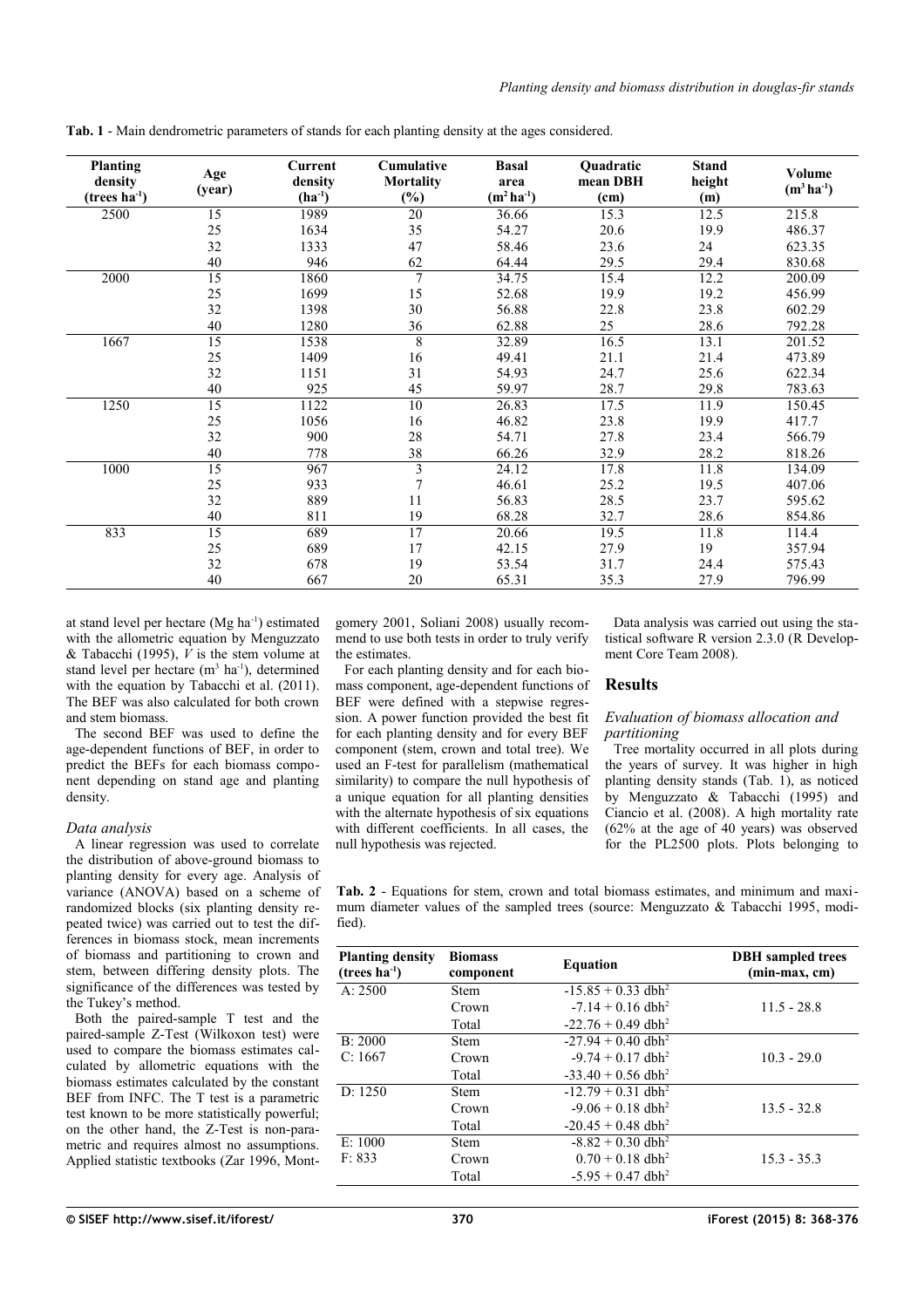**Tab. 1** - Main dendrometric parameters of stands for each planting density at the ages considered.

| Planting density (trees ha$^{-1}$) | Age (year) | Current density (ha$^{-1}$) | Cumulative Mortality (%) | Basal area (m$^2$ ha$^{-1}$) | Quadratic mean DBH (cm) | Stand height (m) | Volume (m$^3$ ha$^{-1}$) |
|---|---|---|---|---|---|---|---|
| 2500 | 15 | 1989 | 20 | 36.66 | 15.3 | 12.5 | 215.8 |
| | 25 | 1634 | 35 | 54.27 | 20.6 | 19.9 | 486.37 |
| | 32 | 1333 | 47 | 58.46 | 23.6 | 24 | 623.35 |
| | 40 | 946 | 62 | 64.44 | 29.5 | 29.4 | 830.68 |
| 2000 | 15 | 1860 | 7 | 34.75 | 15.4 | 12.2 | 200.09 |
| | 25 | 1699 | 15 | 52.68 | 19.9 | 19.2 | 456.99 |
| | 32 | 1398 | 30 | 56.88 | 22.8 | 23.8 | 602.29 |
| | 40 | 1280 | 36 | 62.88 | 25 | 28.6 | 792.28 |
| 1667 | 15 | 1538 | 8 | 32.89 | 16.5 | 13.1 | 201.52 |
| | 25 | 1409 | 16 | 49.41 | 21.1 | 21.4 | 473.89 |
| | 32 | 1151 | 31 | 54.93 | 24.7 | 25.6 | 622.34 |
| | 40 | 925 | 45 | 59.97 | 28.7 | 29.8 | 783.63 |
| 1250 | 15 | 1122 | 10 | 26.83 | 17.5 | 11.9 | 150.45 |
| | 25 | 1056 | 16 | 46.82 | 23.8 | 19.9 | 417.7 |
| | 32 | 900 | 28 | 54.71 | 27.8 | 23.4 | 566.79 |
| | 40 | 778 | 38 | 66.26 | 32.9 | 28.2 | 818.26 |
| 1000 | 15 | 967 | 3 | 24.12 | 17.8 | 11.8 | 134.09 |
| | 25 | 933 | 7 | 46.61 | 25.2 | 19.5 | 407.06 |
| | 32 | 889 | 11 | 56.83 | 28.5 | 23.7 | 595.62 |
| | 40 | 811 | 19 | 68.28 | 32.7 | 28.6 | 854.86 |
| 833 | 15 | 689 | 17 | 20.66 | 19.5 | 11.8 | 114.4 |
| | 25 | 689 | 17 | 42.15 | 27.9 | 19 | 357.94 |
| | 32 | 678 | 19 | 53.54 | 31.7 | 24.4 | 575.43 |
| | 40 | 667 | 20 | 65.31 | 35.3 | 27.9 | 796.99 |

at stand level per hectare (Mg ha$^{-1}$) estimated with the allometric equation by Menguzzato & Tabacchi (1995), *V* is the stem volume at stand level per hectare (m$^3$ ha$^{-1}$), determined with the equation by Tabacchi et al. (2011). The BEF was also calculated for both crown and stem biomass.

The second BEF was used to define the age-dependent functions of BEF, in order to predict the BEFs for each biomass component depending on stand age and planting density.

### *Data analysis*

A linear regression was used to correlate the distribution of above-ground biomass to planting density for every age. Analysis of variance (ANOVA) based on a scheme of randomized blocks (six planting density repeated twice) was carried out to test the differences in biomass stock, mean increments of biomass and partitioning to crown and stem, between differing density plots. The significance of the differences was tested by the Tukey's method.

Both the paired-sample T test and the paired-sample Z-Test (Wilkoxon test) were used to compare the biomass estimates calculated by allometric equations with the biomass estimates calculated by the constant BEF from INFC. The T test is a parametric test known to be more statistically powerful; on the other hand, the Z-Test is non-parametric and requires almost no assumptions. Applied statistic textbooks (Zar 1996, Montgomery 2001, Soliani 2008) usually recommend to use both tests in order to truly verify the estimates.

For each planting density and for each biomass component, age-dependent functions of BEF were defined with a stepwise regression. A power function provided the best fit for each planting density and for every BEF component (stem, crown and total tree). We used an F-test for parallelism (mathematical similarity) to compare the null hypothesis of a unique equation for all planting densities with the alternate hypothesis of six equations with different coefficients. In all cases, the null hypothesis was rejected.

Data analysis was carried out using the statistical software R version 2.3.0 (R Development Core Team 2008).

## Results

### *Evaluation of biomass allocation and partitioning*

Tree mortality occurred in all plots during the years of survey. It was higher in high planting density stands (Tab. 1), as noticed by Menguzzato & Tabacchi (1995) and Ciancio et al. (2008). A high mortality rate (62% at the age of 40 years) was observed for the PL2500 plots. Plots belonging to

**Tab. 2** - Equations for stem, crown and total biomass estimates, and minimum and maximum diameter values of the sampled trees (source: Menguzzato & Tabacchi 1995, modified).

| Planting density (trees ha$^{-1}$) | Biomass component | Equation | DBH sampled trees (min-max, cm) |
|---|---|---|---|
| A: 2500 | Stem | $-15.85 + 0.33\ dbh^2$ | |
| | Crown | $-7.14 + 0.16\ dbh^2$ | 11.5 - 28.8 |
| | Total | $-22.76 + 0.49\ dbh^2$ | |
| B: 2000 | Stem | $-27.94 + 0.40\ dbh^2$ | |
| C: 1667 | Crown | $-9.74 + 0.17\ dbh^2$ | 10.3 - 29.0 |
| | Total | $-33.40 + 0.56\ dbh^2$ | |
| D: 1250 | Stem | $-12.79 + 0.31\ dbh^2$ | |
| | Crown | $-9.06 + 0.18\ dbh^2$ | 13.5 - 32.8 |
| | Total | $-20.45 + 0.48\ dbh^2$ | |
| E: 1000 | Stem | $-8.82 + 0.30\ dbh^2$ | |
| F: 833 | Crown | $0.70 + 0.18\ dbh^2$ | 15.3 - 35.3 |
| | Total | $-5.95 + 0.47\ dbh^2$ | |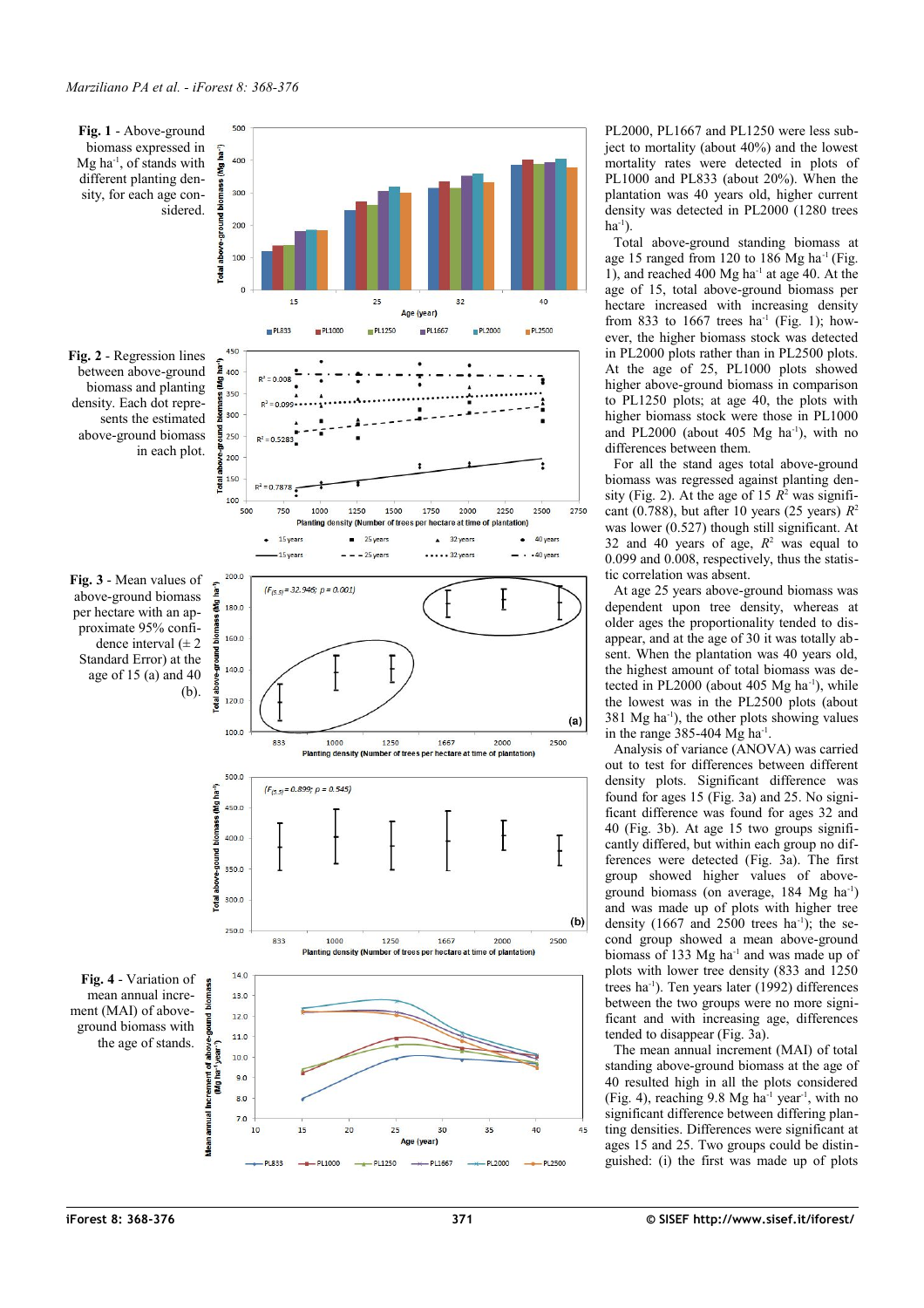Fig. 1 - Above-ground biomass expressed in Mg ha$^{-1}$, of stands with different planting density, for each age considered.

Fig. 2 - Regression lines between above-ground biomass and planting density. Each dot represents the estimated above-ground biomass in each plot.

Fig. 3 - Mean values of above-ground biomass per hectare with an approximate 95% confidence interval (± 2 Standard Error) at the age of 15 (a) and 40 (b).

Fig. 4 - Variation of mean annual increment (MAI) of above-ground biomass with the age of stands.

PL2000, PL1667 and PL1250 were less subject to mortality (about 40%) and the lowest mortality rates were detected in plots of PL1000 and PL833 (about 20%). When the plantation was 40 years old, higher current density was detected in PL2000 (1280 trees ha$^{-1}$).

Total above-ground standing biomass at age 15 ranged from 120 to 186 Mg ha$^{-1}$ (Fig. 1), and reached 400 Mg ha$^{-1}$ at age 40. At the age of 15, total above-ground biomass per hectare increased with increasing density from 833 to 1667 trees ha$^{-1}$ (Fig. 1); however, the higher biomass stock was detected in PL2000 plots rather than in PL2500 plots. At the age of 25, PL1000 plots showed higher above-ground biomass in comparison to PL1250 plots; at age 40, the plots with higher biomass stock were those in PL1000 and PL2000 (about 405 Mg ha$^{-1}$), with no differences between them.

For all the stand ages total above-ground biomass was regressed against planting density (Fig. 2). At the age of 15 $R^2$ was significant (0.788), but after 10 years (25 years) $R^2$ was lower (0.527) though still significant. At 32 and 40 years of age, $R^2$ was equal to 0.099 and 0.008, respectively, thus the statistic correlation was absent.

At age 25 years above-ground biomass was dependent upon tree density, whereas at older ages the proportionality tended to disappear, and at the age of 30 it was totally absent. When the plantation was 40 years old, the highest amount of total biomass was detected in PL2000 (about 405 Mg ha$^{-1}$), while the lowest was in the PL2500 plots (about 381 Mg ha$^{-1}$), the other plots showing values in the range 385-404 Mg ha$^{-1}$.

Analysis of variance (ANOVA) was carried out to test for differences between different density plots. Significant difference was found for ages 15 (Fig. 3a) and 25. No significant difference was found for ages 32 and 40 (Fig. 3b). At age 15 two groups significantly differed, but within each group no differences were detected (Fig. 3a). The first group showed higher values of above-ground biomass (on average, 184 Mg ha$^{-1}$) and was made up of plots with higher tree density (1667 and 2500 trees ha$^{-1}$); the second group showed a mean above-ground biomass of 133 Mg ha$^{-1}$ and was made up of plots with lower tree density (833 and 1250 trees ha$^{-1}$). Ten years later (1992) differences between the two groups were no more significant and with increasing age, differences tended to disappear (Fig. 3a).

The mean annual increment (MAI) of total standing above-ground biomass at the age of 40 resulted high in all the plots considered (Fig. 4), reaching 9.8 Mg ha$^{-1}$ year$^{-1}$, with no significant difference between differing planting densities. Differences were significant at ages 15 and 25. Two groups could be distinguished: (i) the first was made up of plots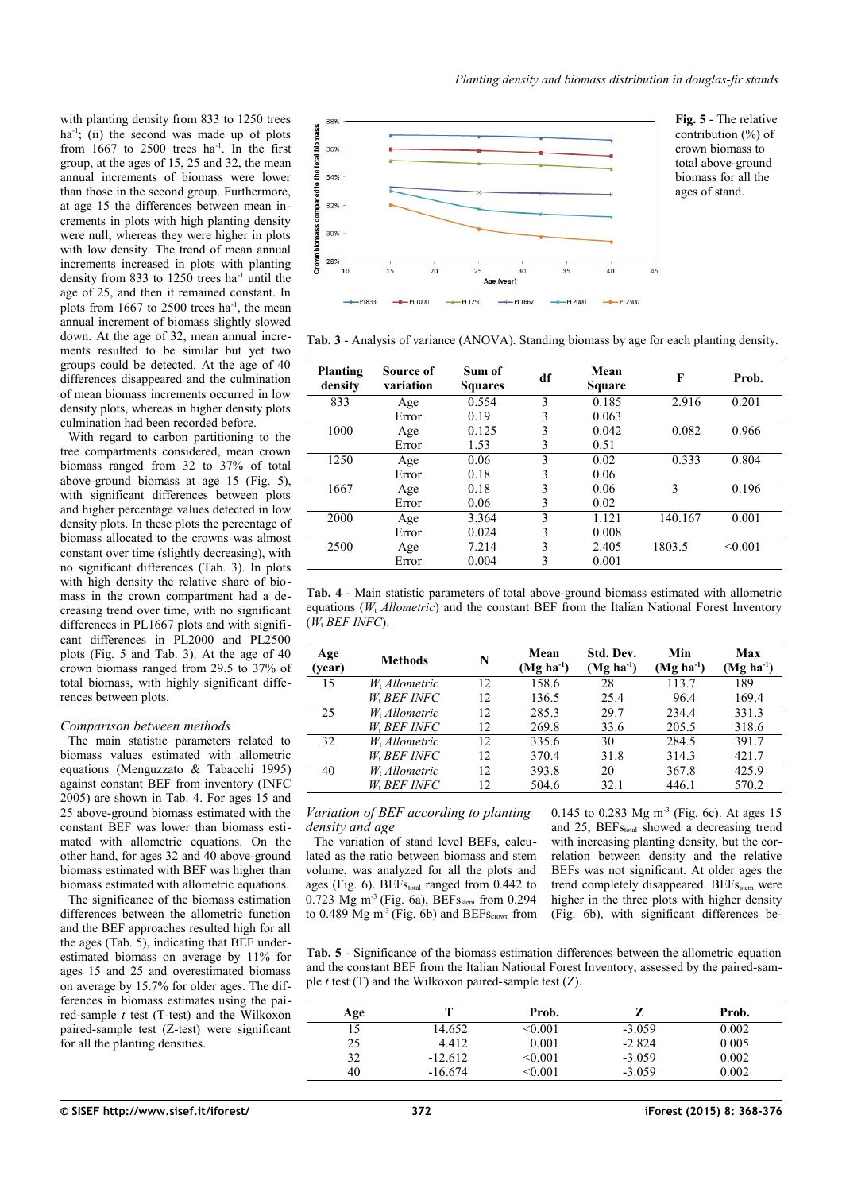with planting density from 833 to 1250 trees ha$^{-1}$; (ii) the second was made up of plots from 1667 to 2500 trees ha$^{-1}$. In the first group, at the ages of 15, 25 and 32, the mean annual increments of biomass were lower than those in the second group. Furthermore, at age 15 the differences between mean increments in plots with high planting density were null, whereas they were higher in plots with low density. The trend of mean annual increments increased in plots with planting density from 833 to 1250 trees ha$^{-1}$ until the age of 25, and then it remained constant. In plots from 1667 to 2500 trees ha$^{-1}$, the mean annual increment of biomass slightly slowed down. At the age of 32, mean annual increments resulted to be similar but yet two groups could be detected. At the age of 40 differences disappeared and the culmination of mean biomass increments occurred in low density plots, whereas in higher density plots culmination had been recorded before.

With regard to carbon partitioning to the tree compartments considered, mean crown biomass ranged from 32 to 37% of total above-ground biomass at age 15 (Fig. 5), with significant differences between plots and higher percentage values detected in low density plots. In these plots the percentage of biomass allocated to the crowns was almost constant over time (slightly decreasing), with no significant differences (Tab. 3). In plots with high density the relative share of biomass in the crown compartment had a decreasing trend over time, with no significant differences in PL1667 plots and with significant differences in PL2000 and PL2500 plots (Fig. 5 and Tab. 3). At the age of 40 crown biomass ranged from 29.5 to 37% of total biomass, with highly significant differences between plots.

### Comparison between methods

The main statistic parameters related to biomass values estimated with allometric equations (Menguzzato & Tabacchi 1995) against constant BEF from inventory (INFC 2005) are shown in Tab. 4. For ages 15 and 25 above-ground biomass estimated with the constant BEF was lower than biomass estimated with allometric equations. On the other hand, for ages 32 and 40 above-ground biomass estimated with BEF was higher than biomass estimated with allometric equations.

The significance of the biomass estimation differences between the allometric function and the BEF approaches resulted high for all the ages (Tab. 5), indicating that BEF underestimated biomass on average by 11% for ages 15 and 25 and overestimated biomass on average by 15.7% for older ages. The differences in biomass estimates using the paired-sample *t* test (T-test) and the Wilkoxon paired-sample test (Z-test) were significant for all the planting densities.

**Fig. 5** - The relative contribution (%) of crown biomass to total above-ground biomass for all the ages of stand.

**Tab. 3** - Analysis of variance (ANOVA). Standing biomass by age for each planting density.

| Planting density | Source of variation | Sum of Squares | df | Mean Square | F | Prob. |
|---|---|---|---|---|---|---|
| 833 | Age | 0.554 | 3 | 0.185 | 2.916 | 0.201 |
| | Error | 0.19 | 3 | 0.063 | | |
| 1000 | Age | 0.125 | 3 | 0.042 | 0.082 | 0.966 |
| | Error | 1.53 | 3 | 0.51 | | |
| 1250 | Age | 0.06 | 3 | 0.02 | 0.333 | 0.804 |
| | Error | 0.18 | 3 | 0.06 | | |
| 1667 | Age | 0.18 | 3 | 0.06 | 3 | 0.196 |
| | Error | 0.06 | 3 | 0.02 | | |
| 2000 | Age | 3.364 | 3 | 1.121 | 140.167 | 0.001 |
| | Error | 0.024 | 3 | 0.008 | | |
| 2500 | Age | 7.214 | 3 | 2.405 | 1803.5 | <0.001 |
| | Error | 0.004 | 3 | 0.001 | | |

**Tab. 4** - Main statistic parameters of total above-ground biomass estimated with allometric equations ($W_t$ *Allometric*) and the constant BEF from the Italian National Forest Inventory ($W_t$ *BEF INFC*).

| Age (year) | Methods | N | Mean (Mg ha$^{-1}$) | Std. Dev. (Mg ha$^{-1}$) | Min (Mg ha$^{-1}$) | Max (Mg ha$^{-1}$) |
|---|---|---|---|---|---|---|
| 15 | $W_t$ *Allometric* | 12 | 158.6 | 28 | 113.7 | 189 |
| | $W_t$ *BEF INFC* | 12 | 136.5 | 25.4 | 96.4 | 169.4 |
| 25 | $W_t$ *Allometric* | 12 | 285.3 | 29.7 | 234.4 | 331.3 |
| | $W_t$ *BEF INFC* | 12 | 269.8 | 33.6 | 205.5 | 318.6 |
| 32 | $W_t$ *Allometric* | 12 | 335.6 | 30 | 284.5 | 391.7 |
| | $W_t$ *BEF INFC* | 12 | 370.4 | 31.8 | 314.3 | 421.7 |
| 40 | $W_t$ *Allometric* | 12 | 393.8 | 20 | 367.8 | 425.9 |
| | $W_t$ *BEF INFC* | 12 | 504.6 | 32.1 | 446.1 | 570.2 |

### Variation of BEF according to planting density and age

The variation of stand level BEFs, calculated as the ratio between biomass and stem volume, was analyzed for all the plots and ages (Fig. 6). $BEFs_{total}$ ranged from 0.442 to 0.723 Mg m$^{-3}$ (Fig. 6a), $BEFs_{stem}$ from 0.294 to 0.489 Mg m$^{-3}$ (Fig. 6b) and $BEFs_{crown}$ from 0.145 to 0.283 Mg m$^{-3}$ (Fig. 6c). At ages 15 and 25, $BEFs_{total}$ showed a decreasing trend with increasing planting density, but the correlation between density and the relative BEFs was not significant. At older ages the trend completely disappeared. $BEFs_{stem}$ were higher in the three plots with higher density (Fig. 6b), with significant differences be-

**Tab. 5** - Significance of the biomass estimation differences between the allometric equation and the constant BEF from the Italian National Forest Inventory, assessed by the paired-sample *t* test (T) and the Wilkoxon paired-sample test (Z).

| Age | T | Prob. | Z | Prob. |
|---|---|---|---|---|
| 15 | 14.652 | <0.001 | -3.059 | 0.002 |
| 25 | 4.412 | 0.001 | -2.824 | 0.005 |
| 32 | -12.612 | <0.001 | -3.059 | 0.002 |
| 40 | -16.674 | <0.001 | -3.059 | 0.002 |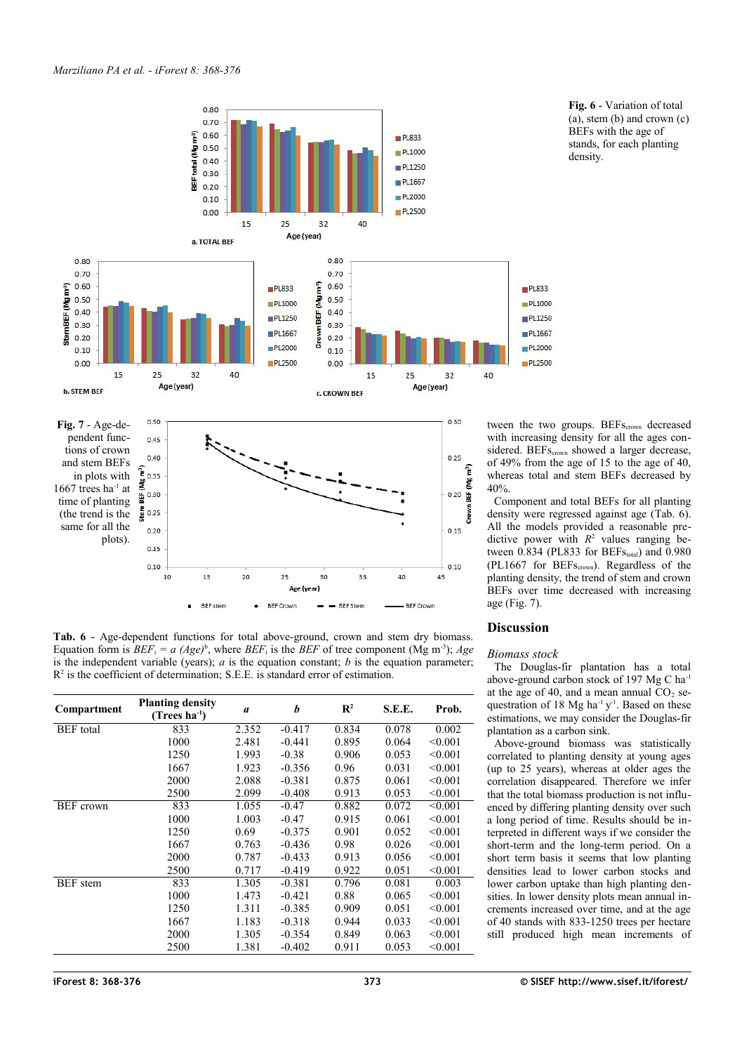**Fig. 6** - Variation of total (a), stem (b) and crown (c) BEFs with the age of stands, for each planting density.

**Fig. 7** - Age-dependent functions of crown and stem BEFs in plots with 1667 trees $ha^{-1}$ at time of planting (the trend is the same for all the plots).

**Tab. 6** - Age-dependent functions for total above-ground, crown and stem dry biomass. Equation form is $BEF_i = a\ (Age)^b$, where $BEF_i$ is the *BEF* of tree component ($Mg\ m^{-3}$); *Age* is the independent variable (years); *a* is the equation constant; *b* is the equation parameter; $R^2$ is the coefficient of determination; S.E.E. is standard error of estimation.

| Compartment | Planting density (Trees $ha^{-1}$) | *a* | *b* | $R^2$ | S.E.E. | Prob. |
|---|---|---|---|---|---|---|
| BEF total | 833 | 2.352 | -0.417 | 0.834 | 0.078 | 0.002 |
| | 1000 | 2.481 | -0.441 | 0.895 | 0.064 | <0.001 |
| | 1250 | 1.993 | -0.38 | 0.906 | 0.053 | <0.001 |
| | 1667 | 1.923 | -0.356 | 0.96 | 0.031 | <0.001 |
| | 2000 | 2.088 | -0.381 | 0.875 | 0.061 | <0.001 |
| | 2500 | 2.099 | -0.408 | 0.913 | 0.053 | <0.001 |
| BEF crown | 833 | 1.055 | -0.47 | 0.882 | 0.072 | <0.001 |
| | 1000 | 1.003 | -0.47 | 0.915 | 0.061 | <0.001 |
| | 1250 | 0.69 | -0.375 | 0.901 | 0.052 | <0.001 |
| | 1667 | 0.763 | -0.436 | 0.98 | 0.026 | <0.001 |
| | 2000 | 0.787 | -0.433 | 0.913 | 0.056 | <0.001 |
| | 2500 | 0.717 | -0.419 | 0.922 | 0.051 | <0.001 |
| BEF stem | 833 | 1.305 | -0.381 | 0.796 | 0.081 | 0.003 |
| | 1000 | 1.473 | -0.421 | 0.88 | 0.065 | <0.001 |
| | 1250 | 1.311 | -0.385 | 0.909 | 0.051 | <0.001 |
| | 1667 | 1.183 | -0.318 | 0.944 | 0.033 | <0.001 |
| | 2000 | 1.305 | -0.354 | 0.849 | 0.063 | <0.001 |
| | 2500 | 1.381 | -0.402 | 0.911 | 0.053 | <0.001 |

tween the two groups. $BEFs_{crown}$ decreased with increasing density for all the ages considered. $BEFs_{crown}$ showed a larger decrease, of 49% from the age of 15 to the age of 40, whereas total and stem BEFs decreased by 40%.

Component and total BEFs for all planting density were regressed against age (Tab. 6). All the models provided a reasonable predictive power with $R^2$ values ranging between 0.834 (PL833 for $BEFs_{total}$) and 0.980 (PL1667 for $BEFs_{crown}$). Regardless of the planting density, the trend of stem and crown BEFs over time decreased with increasing age (Fig. 7).

## Discussion

### *Biomass stock*

The Douglas-fir plantation has a total above-ground carbon stock of 197 Mg C $ha^{-1}$ at the age of 40, and a mean annual $CO_2$ sequestration of 18 Mg $ha^{-1}$ $y^{-1}$. Based on these estimations, we may consider the Douglas-fir plantation as a carbon sink.

Above-ground biomass was statistically correlated to planting density at young ages (up to 25 years), whereas at older ages the correlation disappeared. Therefore we infer that the total biomass production is not influenced by differing planting density over such a long period of time. Results should be interpreted in different ways if we consider the short-term and the long-term period. On a short term basis it seems that low planting densities lead to lower carbon stocks and lower carbon uptake than high planting densities. In lower density plots mean annual increments increased over time, whereas at the age of 40 stands with 833-1250 trees per hectare still produced high mean increments of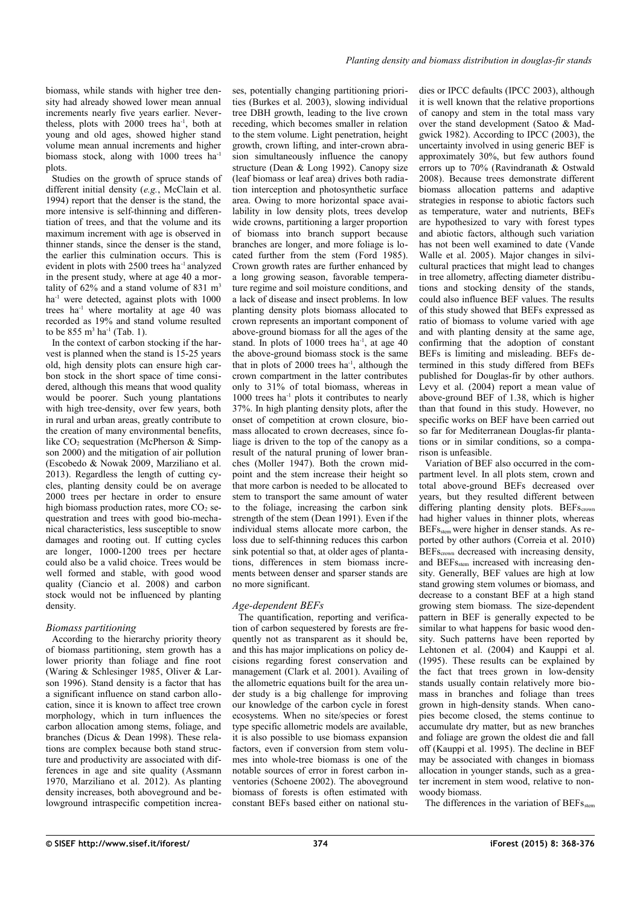biomass, while stands with higher tree density had already showed lower mean annual increments nearly five years earlier. Nevertheless, plots with 2000 trees ha$^{-1}$, both at young and old ages, showed higher stand volume mean annual increments and higher biomass stock, along with 1000 trees ha$^{-1}$ plots.

Studies on the growth of spruce stands of different initial density (*e.g.*, McClain et al. 1994) report that the denser is the stand, the more intensive is self-thinning and differentiation of trees, and that the volume and its maximum increment with age is observed in thinner stands, since the denser is the stand, the earlier this culmination occurs. This is evident in plots with 2500 trees ha$^{-1}$ analyzed in the present study, where at age 40 a mortality of 62% and a stand volume of 831 m$^3$ ha$^{-1}$ were detected, against plots with 1000 trees ha$^{-1}$ where mortality at age 40 was recorded as 19% and stand volume resulted to be 855 m$^3$ ha$^{-1}$ (Tab. 1).

In the context of carbon stocking if the harvest is planned when the stand is 15-25 years old, high density plots can ensure high carbon stock in the short space of time considered, although this means that wood quality would be poorer. Such young plantations with high tree-density, over few years, both in rural and urban areas, greatly contribute to the creation of many environmental benefits, like $CO_2$ sequestration (McPherson & Simpson 2000) and the mitigation of air pollution (Escobedo & Nowak 2009, Marziliano et al. 2013). Regardless the length of cutting cycles, planting density could be on average 2000 trees per hectare in order to ensure high biomass production rates, more $CO_2$ sequestration and trees with good bio-mechanical characteristics, less susceptible to snow damages and rooting out. If cutting cycles are longer, 1000-1200 trees per hectare could also be a valid choice. Trees would be well formed and stable, with good wood quality (Ciancio et al. 2008) and carbon stock would not be influenced by planting density.

### *Biomass partitioning*

According to the hierarchy priority theory of biomass partitioning, stem growth has a lower priority than foliage and fine root (Waring & Schlesinger 1985, Oliver & Larson 1996). Stand density is a factor that has a significant influence on stand carbon allocation, since it is known to affect tree crown morphology, which in turn influences the carbon allocation among stems, foliage, and branches (Dicus & Dean 1998). These relations are complex because both stand structure and productivity are associated with differences in age and site quality (Assmann 1970, Marziliano et al. 2012). As planting density increases, both aboveground and belowground intraspecific competition increases, potentially changing partitioning priorities (Burkes et al. 2003), slowing individual tree DBH growth, leading to the live crown receding, which becomes smaller in relation to the stem volume. Light penetration, height growth, crown lifting, and inter-crown abrasion simultaneously influence the canopy structure (Dean & Long 1992). Canopy size (leaf biomass or leaf area) drives both radiation interception and photosynthetic surface area. Owing to more horizontal space availability in low density plots, trees develop wide crowns, partitioning a larger proportion of biomass into branch support because branches are longer, and more foliage is located further from the stem (Ford 1985). Crown growth rates are further enhanced by a long growing season, favorable temperature regime and soil moisture conditions, and a lack of disease and insect problems. In low planting density plots biomass allocated to crown represents an important component of above-ground biomass for all the ages of the stand. In plots of 1000 trees ha$^{-1}$, at age 40 the above-ground biomass stock is the same that in plots of 2000 trees ha$^{-1}$, although the crown compartment in the latter contributes only to 31% of total biomass, whereas in 1000 trees ha$^{-1}$ plots it contributes to nearly 37%. In high planting density plots, after the onset of competition at crown closure, biomass allocated to crown decreases, since foliage is driven to the top of the canopy as a result of the natural pruning of lower branches (Moller 1947). Both the crown midpoint and the stem increase their height so that more carbon is needed to be allocated to stem to transport the same amount of water to the foliage, increasing the carbon sink strength of the stem (Dean 1991). Even if the individual stems allocate more carbon, the loss due to self-thinning reduces this carbon sink potential so that, at older ages of plantations, differences in stem biomass increments between denser and sparser stands are no more significant.

### *Age-dependent BEFs*

The quantification, reporting and verification of carbon sequestered by forests are frequently not as transparent as it should be, and this has major implications on policy decisions regarding forest conservation and management (Clark et al. 2001). Availing of the allometric equations built for the area under study is a big challenge for improving our knowledge of the carbon cycle in forest ecosystems. When no site/species or forest type specific allometric models are available, it is also possible to use biomass expansion factors, even if conversion from stem volumes into whole-tree biomass is one of the notable sources of error in forest carbon inventories (Schoene 2002). The aboveground biomass of forests is often estimated with constant BEFs based either on national studies or IPCC defaults (IPCC 2003), although it is well known that the relative proportions of canopy and stem in the total mass vary over the stand development (Satoo & Madgwick 1982). According to IPCC (2003), the uncertainty involved in using generic BEF is approximately 30%, but few authors found errors up to 70% (Ravindranath & Ostwald 2008). Because trees demonstrate different biomass allocation patterns and adaptive strategies in response to abiotic factors such as temperature, water and nutrients, BEFs are hypothesized to vary with forest types and abiotic factors, although such variation has not been well examined to date (Vande Walle et al. 2005). Major changes in silvicultural practices that might lead to changes in tree allometry, affecting diameter distributions and stocking density of the stands, could also influence BEF values. The results of this study showed that BEFs expressed as ratio of biomass to volume varied with age and with planting density at the same age, confirming that the adoption of constant BEFs is limiting and misleading. BEFs determined in this study differed from BEFs published for Douglas-fir by other authors. Levy et al. (2004) report a mean value of above-ground BEF of 1.38, which is higher than that found in this study. However, no specific works on BEF have been carried out so far for Mediterranean Douglas-fir plantations or in similar conditions, so a comparison is unfeasible.

Variation of BEF also occurred in the compartment level. In all plots stem, crown and total above-ground BEFs decreased over years, but they resulted different between differing planting density plots. $BEFs_{crown}$ had higher values in thinner plots, whereas $BEFs_{stem}$ were higher in denser stands. As reported by other authors (Correia et al. 2010) $BEFs_{crown}$ decreased with increasing density, and $BEFs_{stem}$ increased with increasing density. Generally, BEF values are high at low stand growing stem volumes or biomass, and decrease to a constant BEF at a high stand growing stem biomass. The size-dependent pattern in BEF is generally expected to be similar to what happens for basic wood density. Such patterns have been reported by Lehtonen et al. (2004) and Kauppi et al. (1995). These results can be explained by the fact that trees grown in low-density stands usually contain relatively more biomass in branches and foliage than trees grown in high-density stands. When canopies become closed, the stems continue to accumulate dry matter, but as new branches and foliage are grown the oldest die and fall off (Kauppi et al. 1995). The decline in BEF may be associated with changes in biomass allocation in younger stands, such as a greater increment in stem wood, relative to non-woody biomass.

The differences in the variation of $BEFs_{stem}$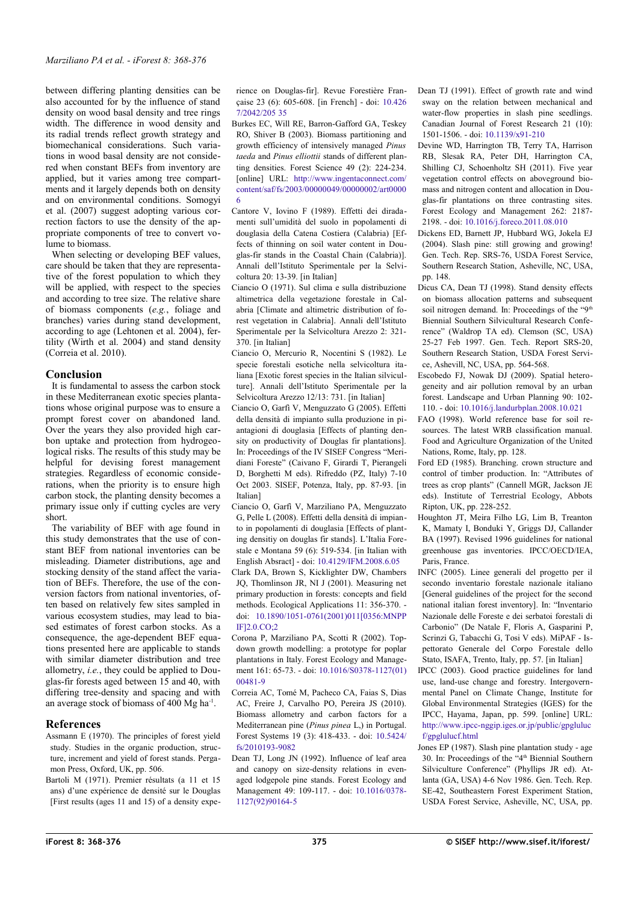between differing planting densities can be also accounted for by the influence of stand density on wood basal density and tree rings width. The difference in wood density and its radial trends reflect growth strategy and biomechanical considerations. Such variations in wood basal density are not considered when constant BEFs from inventory are applied, but it varies among tree compartments and it largely depends both on density and on environmental conditions. Somogyi et al. (2007) suggest adopting various correction factors to use the density of the appropriate components of tree to convert volume to biomass.

When selecting or developing BEF values, care should be taken that they are representative of the forest population to which they will be applied, with respect to the species and according to tree size. The relative share of biomass components (*e.g.*, foliage and branches) varies during stand development, according to age (Lehtonen et al. 2004), fertility (Wirth et al. 2004) and stand density (Correia et al. 2010).

## Conclusion

It is fundamental to assess the carbon stock in these Mediterranean exotic species plantations whose original purpose was to ensure a prompt forest cover on abandoned land. Over the years they also provided high carbon uptake and protection from hydrogeological risks. The results of this study may be helpful for devising forest management strategies. Regardless of economic considerations, when the priority is to ensure high carbon stock, the planting density becomes a primary issue only if cutting cycles are very short.

The variability of BEF with age found in this study demonstrates that the use of constant BEF from national inventories can be misleading. Diameter distributions, age and stocking density of the stand affect the variation of BEFs. Therefore, the use of the conversion factors from national inventories, often based on relatively few sites sampled in various ecosystem studies, may lead to biased estimates of forest carbon stocks. As a consequence, the age-dependent BEF equations presented here are applicable to stands with similar diameter distribution and tree allometry, *i.e.*, they could be applied to Douglas-fir forests aged between 15 and 40, with differing tree-density and spacing and with an average stock of biomass of 400 Mg ha$^{-1}$.

## References

Assmann E (1970). The principles of forest yield study. Studies in the organic production, structure, increment and yield of forest stands. Pergamon Press, Oxford, UK, pp. 506.

Bartoli M (1971). Premier résultats (a 11 et 15 ans) d'une expérience de densité sur le Douglas [First results (ages 11 and 15) of a density experience on Douglas-fir]. Revue Forestière Française 23 (6): 605-608. [in French] - doi: 10.4267/2042/205 35

Burkes EC, Will RE, Barron-Gafford GA, Teskey RO, Shiver B (2003). Biomass partitioning and growth efficiency of intensively managed *Pinus taeda* and *Pinus elliottii* stands of different planting densities. Forest Science 49 (2): 224-234. [online] URL: http://www.ingentaconnect.com/content/saf/fs/2003/00000049/00000002/art00006

Cantore V, Iovino F (1989). Effetti dei diradamenti sull'umidità del suolo in popolamenti di douglasia della Catena Costiera (Calabria) [Effects of thinning on soil water content in Douglas-fir stands in the Coastal Chain (Calabria)]. Annali dell'Istituto Sperimentale per la Selvicoltura 20: 13-39. [in Italian]

Ciancio O (1971). Sul clima e sulla distribuzione altimetrica della vegetazione forestale in Calabria [Climate and altimetric distribution of forest vegetation in Calabria]. Annali dell'Istituto Sperimentale per la Selvicoltura Arezzo 2: 321-370. [in Italian]

Ciancio O, Mercurio R, Nocentini S (1982). Le specie forestali esotiche nella selvicoltura italiana [Exotic forest species in the Italian silviculture]. Annali dell'Istituto Sperimentale per la Selvicoltura Arezzo 12/13: 731. [in Italian]

Ciancio O, Garfì V, Menguzzato G (2005). Effetti della densità di impianto sulla produzione in piantagioni di douglasia [Effects of planting density on productivity of Douglas fir plantations]. In: Proceedings of the IV SISEF Congress "Meridiani Foreste" (Caivano F, Girardi T, Pierangeli D, Borghetti M eds). Rifreddo (PZ, Italy) 7-10 Oct 2003. SISEF, Potenza, Italy, pp. 87-93. [in Italian]

Ciancio O, Garfì V, Marziliano PA, Menguzzato G, Pelle L (2008). Effetti della densità di impianto in popolamenti di douglasia [Effects of planting densitiy on douglas fir stands]. L'Italia Forestale e Montana 59 (6): 519-534. [in Italian with English Absract] - doi: 10.4129/IFM.2008.6.05

Clark DA, Brown S, Kicklighter DW, Chambers JQ, Thomlinson JR, NI J (2001). Measuring net primary production in forests: concepts and field methods. Ecological Applications 11: 356-370. - doi: 10.1890/1051-0761(2001)011[0356:MNPPIF]2.0.CO;2

Corona P, Marziliano PA, Scotti R (2002). Top-down growth modelling: a prototype for poplar plantations in Italy. Forest Ecology and Management 161: 65-73. - doi: 10.1016/S0378-1127(01)00481-9

Correia AC, Tomé M, Pacheco CA, Faias S, Dias AC, Freire J, Carvalho PO, Pereira JS (2010). Biomass allometry and carbon factors for a Mediterranean pine (*Pinus pinea* L,) in Portugal. Forest Systems 19 (3): 418-433. - doi: 10.5424/fs/2010193-9082

Dean TJ, Long JN (1992). Influence of leaf area and canopy on size-density relations in evenaged lodgepole pine stands. Forest Ecology and Management 49: 109-117. - doi: 10.1016/0378-1127(92)90164-5

Dean TJ (1991). Effect of growth rate and wind sway on the relation between mechanical and water-flow properties in slash pine seedlings. Canadian Journal of Forest Research 21 (10): 1501-1506. - doi: 10.1139/x91-210

Devine WD, Harrington TB, Terry TA, Harrison RB, Slesak RA, Peter DH, Harrington CA, Shilling CJ, Schoenholtz SH (2011). Five year vegetation control effects on aboveground biomass and nitrogen content and allocation in Douglas-fir plantations on three contrasting sites. Forest Ecology and Management 262: 2187-2198. - doi: 10.1016/j.foreco.2011.08.010

Dickens ED, Barnett JP, Hubbard WG, Jokela EJ (2004). Slash pine: still growing and growing! Gen. Tech. Rep. SRS-76, USDA Forest Service, Southern Research Station, Asheville, NC, USA, pp. 148.

Dicus CA, Dean TJ (1998). Stand density effects on biomass allocation patterns and subsequent soil nitrogen demand. In: Proceedings of the "9th Biennial Southern Silvicultural Research Conference" (Waldrop TA ed). Clemson (SC, USA) 25-27 Feb 1997. Gen. Tech. Report SRS-20, Southern Research Station, USDA Forest Service, Ashevill, NC, USA, pp. 564-568.

Escobedo FJ, Nowak DJ (2009). Spatial heterogeneity and air pollution removal by an urban forest. Landscape and Urban Planning 90: 102-110. - doi: 10.1016/j.landurbplan.2008.10.021

FAO (1998). World reference base for soil resources. The latest WRB classification manual. Food and Agriculture Organization of the United Nations, Rome, Italy, pp. 128.

Ford ED (1985). Branching. crown structure and control of timber production. In: "Attributes of trees as crop plants" (Cannell MGR, Jackson JE eds). Institute of Terrestrial Ecology, Abbots Ripton, UK, pp. 228-252.

Houghton JT, Meira Filho LG, Lim B, Treanton K, Mamaty I, Bonduki Y, Griggs DJ, Callander BA (1997). Revised 1996 guidelines for national greenhouse gas inventories. IPCC/OECD/IEA, Paris, France.

INFC (2005). Linee generali del progetto per il secondo inventario forestale nazionale italiano [General guidelines of the project for the second national italian forest inventory]. In: "Inventario Nazionale delle Foreste e dei serbatoi forestali di Carbonio" (De Natale F, Floris A, Gasparini P, Scrinzi G, Tabacchi G, Tosi V eds). MiPAF - Ispettorato Generale del Corpo Forestale dello Stato, ISAFA, Trento, Italy, pp. 57. [in Italian]

IPCC (2003). Good practice guidelines for land use, land-use change and forestry. Intergovernmental Panel on Climate Change, Institute for Global Environmental Strategies (IGES) for the IPCC, Hayama, Japan, pp. 599. [online] URL: http://www.ipcc-nggip.iges.or.jp/public/gpglulucf/gpglulucf.html

Jones EP (1987). Slash pine plantation study - age 30. In: Proceedings of the "4th Biennial Southern Silviculture Conference" (Phyllips JR ed). Atlanta (GA, USA) 4-6 Nov 1986. Gen. Tech. Rep. SE-42, Southeastern Forest Experiment Station, USDA Forest Service, Asheville, NC, USA, pp.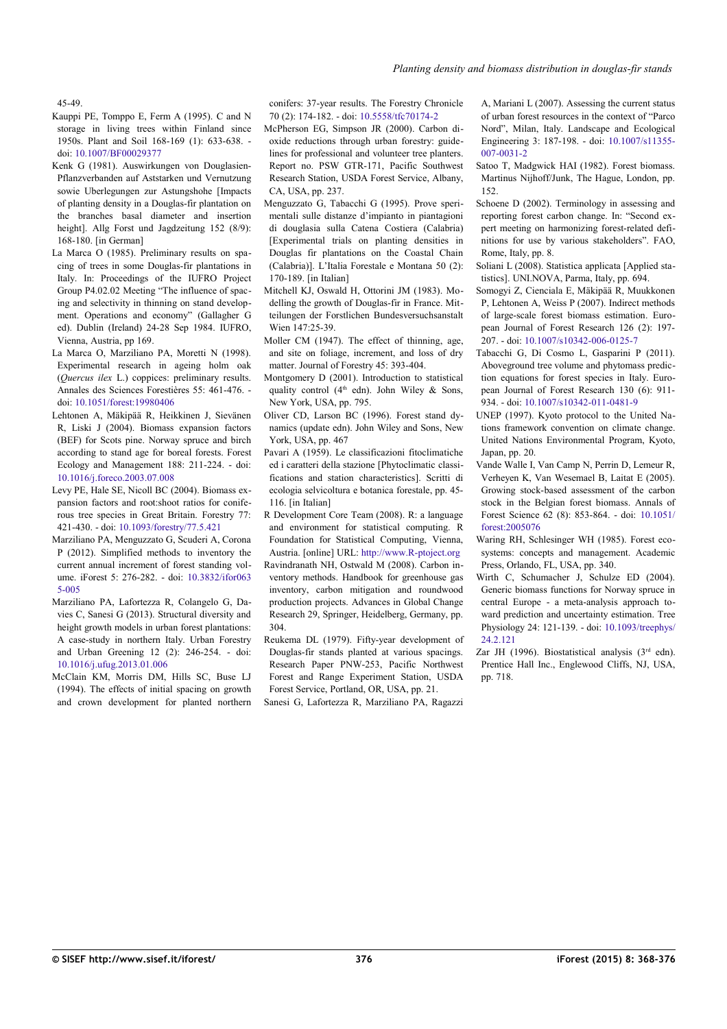45-49.

Kauppi PE, Tomppo E, Ferm A (1995). C and N storage in living trees within Finland since 1950s. Plant and Soil 168-169 (1): 633-638. - doi: 10.1007/BF00029377

Kenk G (1981). Auswirkungen von Douglasien-Pflanzverbanden auf Aststarken und Vernutzung sowie Uberlegungen zur Astungshohe [Impacts of planting density in a Douglas-fir plantation on the branches basal diameter and insertion height]. Allg Forst und Jagdzeitung 152 (8/9): 168-180. [in German]

La Marca O (1985). Preliminary results on spacing of trees in some Douglas-fir plantations in Italy. In: Proceedings of the IUFRO Project Group P4.02.02 Meeting "The influence of spacing and selectivity in thinning on stand development. Operations and economy" (Gallagher G ed). Dublin (Ireland) 24-28 Sep 1984. IUFRO, Vienna, Austria, pp 169.

La Marca O, Marziliano PA, Moretti N (1998). Experimental research in ageing holm oak (*Quercus ilex* L.) coppices: preliminary results. Annales des Sciences Forestières 55: 461-476. - doi: 10.1051/forest:19980406

Lehtonen A, Mäkipää R, Heikkinen J, Sievänen R, Liski J (2004). Biomass expansion factors (BEF) for Scots pine. Norway spruce and birch according to stand age for boreal forests. Forest Ecology and Management 188: 211-224. - doi: 10.1016/j.foreco.2003.07.008

Levy PE, Hale SE, Nicoll BC (2004). Biomass expansion factors and root:shoot ratios for coniferous tree species in Great Britain. Forestry 77: 421-430. - doi: 10.1093/forestry/77.5.421

Marziliano PA, Menguzzato G, Scuderi A, Corona P (2012). Simplified methods to inventory the current annual increment of forest standing volume. iForest 5: 276-282. - doi: 10.3832/ifor0635-005

Marziliano PA, Lafortezza R, Colangelo G, Davies C, Sanesi G (2013). Structural diversity and height growth models in urban forest plantations: A case-study in northern Italy. Urban Forestry and Urban Greening 12 (2): 246-254. - doi: 10.1016/j.ufug.2013.01.006

McClain KM, Morris DM, Hills SC, Buse LJ (1994). The effects of initial spacing on growth and crown development for planted northern conifers: 37-year results. The Forestry Chronicle 70 (2): 174-182. - doi: 10.5558/tfc70174-2

McPherson EG, Simpson JR (2000). Carbon dioxide reductions through urban forestry: guidelines for professional and volunteer tree planters. Report no. PSW GTR-171, Pacific Southwest Research Station, USDA Forest Service, Albany, CA, USA, pp. 237.

Menguzzato G, Tabacchi G (1995). Prove sperimentali sulle distanze d'impianto in piantagioni di douglasia sulla Catena Costiera (Calabria) [Experimental trials on planting densities in Douglas fir plantations on the Coastal Chain (Calabria)]. L'Italia Forestale e Montana 50 (2): 170-189. [in Italian]

Mitchell KJ, Oswald H, Ottorini JM (1983). Modelling the growth of Douglas-fir in France. Mitteilungen der Forstlichen Bundesversuchsanstalt Wien 147:25-39.

Moller CM (1947). The effect of thinning, age, and site on foliage, increment, and loss of dry matter. Journal of Forestry 45: 393-404.

Montgomery D (2001). Introduction to statistical quality control (4th edn). John Wiley & Sons, New York, USA, pp. 795.

Oliver CD, Larson BC (1996). Forest stand dynamics (update edn). John Wiley and Sons, New York, USA, pp. 467

Pavari A (1959). Le classificazioni fitoclimatiche ed i caratteri della stazione [Phytoclimatic classifications and station characteristics]. Scritti di ecologia selvicoltura e botanica forestale, pp. 45-116. [in Italian]

R Development Core Team (2008). R: a language and environment for statistical computing. R Foundation for Statistical Computing, Vienna, Austria. [online] URL: http://www.R-ptoject.org

Ravindranath NH, Ostwald M (2008). Carbon inventory methods. Handbook for greenhouse gas inventory, carbon mitigation and roundwood production projects. Advances in Global Change Research 29, Springer, Heidelberg, Germany, pp. 304.

Reukema DL (1979). Fifty-year development of Douglas-fir stands planted at various spacings. Research Paper PNW-253, Pacific Northwest Forest and Range Experiment Station, USDA Forest Service, Portland, OR, USA, pp. 21.

Sanesi G, Lafortezza R, Marziliano PA, Ragazzi A, Mariani L (2007). Assessing the current status of urban forest resources in the context of "Parco Nord", Milan, Italy. Landscape and Ecological Engineering 3: 187-198. - doi: 10.1007/s11355-007-0031-2

Satoo T, Madgwick HAI (1982). Forest biomass. Martinus Nijhoff/Junk, The Hague, London, pp. 152.

Schoene D (2002). Terminology in assessing and reporting forest carbon change. In: "Second expert meeting on harmonizing forest-related definitions for use by various stakeholders". FAO, Rome, Italy, pp. 8.

Soliani L (2008). Statistica applicata [Applied statistics]. UNI.NOVA, Parma, Italy, pp. 694.

Somogyi Z, Cienciala E, Mäkipää R, Muukkonen P, Lehtonen A, Weiss P (2007). Indirect methods of large-scale forest biomass estimation. European Journal of Forest Research 126 (2): 197-207. - doi: 10.1007/s10342-006-0125-7

Tabacchi G, Di Cosmo L, Gasparini P (2011). Aboveground tree volume and phytomass prediction equations for forest species in Italy. European Journal of Forest Research 130 (6): 911-934. - doi: 10.1007/s10342-011-0481-9

UNEP (1997). Kyoto protocol to the United Nations framework convention on climate change. United Nations Environmental Program, Kyoto, Japan, pp. 20.

Vande Walle I, Van Camp N, Perrin D, Lemeur R, Verheyen K, Van Wesemael B, Laitat E (2005). Growing stock-based assessment of the carbon stock in the Belgian forest biomass. Annals of Forest Science 62 (8): 853-864. - doi: 10.1051/forest:2005076

Waring RH, Schlesinger WH (1985). Forest ecosystems: concepts and management. Academic Press, Orlando, FL, USA, pp. 340.

Wirth C, Schumacher J, Schulze ED (2004). Generic biomass functions for Norway spruce in central Europe - a meta-analysis approach toward prediction and uncertainty estimation. Tree Physiology 24: 121-139. - doi: 10.1093/treephys/24.2.121

Zar JH (1996). Biostatistical analysis (3rd edn). Prentice Hall Inc., Englewood Cliffs, NJ, USA, pp. 718.